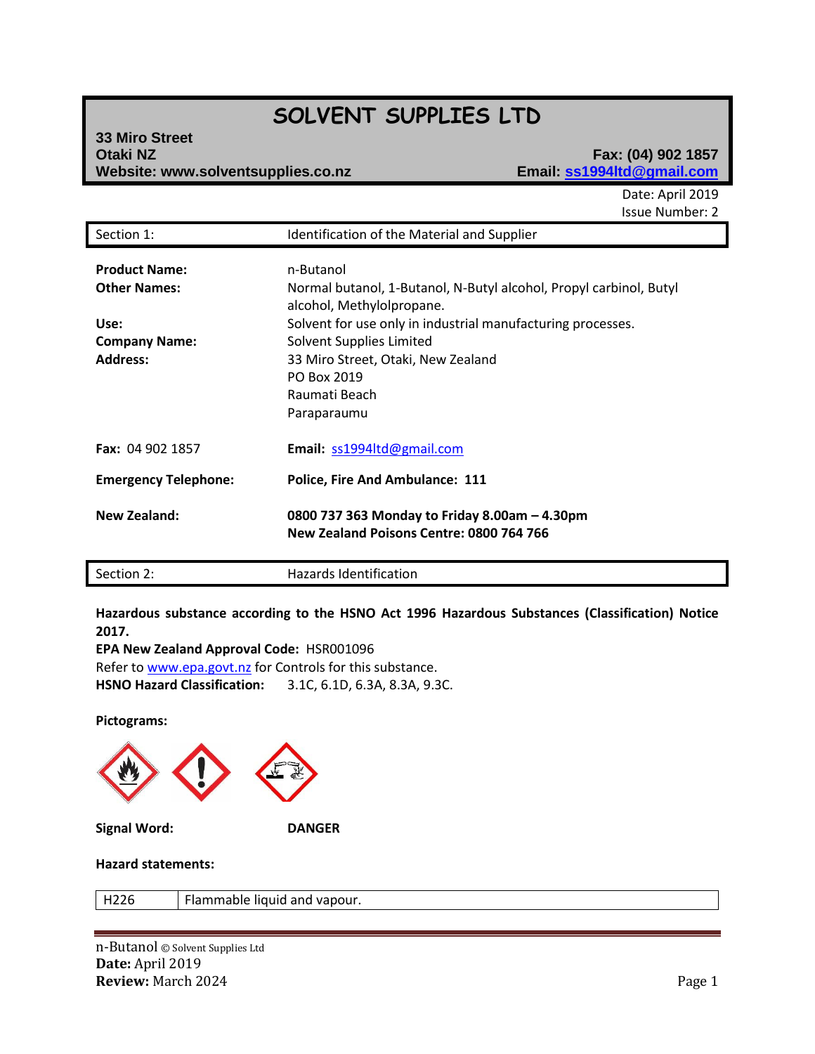# SOLVENT SUPPLIES LTD

**33 Miro Street**
**Otaki NZ**
**Website: www.solventsupplies.co.nz**

**Fax: (04) 902 1857**
**Email: ss1994ltd@gmail.com**

Date: April 2019
Issue Number: 2

## Section 1: Identification of the Material and Supplier

**Product Name:** n-Butanol

**Other Names:** Normal butanol, 1-Butanol, N-Butyl alcohol, Propyl carbinol, Butyl alcohol, Methylolpropane.

**Use:** Solvent for use only in industrial manufacturing processes.

**Company Name:** Solvent Supplies Limited

**Address:** 33 Miro Street, Otaki, New Zealand
PO Box 2019
Raumati Beach
Paraparaumu

**Fax:** 04 902 1857

**Email:** ss1994ltd@gmail.com

**Emergency Telephone:** **Police, Fire And Ambulance: 111**

**New Zealand:** **0800 737 363 Monday to Friday 8.00am – 4.30pm**
**New Zealand Poisons Centre: 0800 764 766**

## Section 2: Hazards Identification

**Hazardous substance according to the HSNO Act 1996 Hazardous Substances (Classification) Notice 2017.**

**EPA New Zealand Approval Code:** HSR001096

Refer to www.epa.govt.nz for Controls for this substance.

**HSNO Hazard Classification:** 3.1C, 6.1D, 6.3A, 8.3A, 9.3C.

**Pictograms:**

**Signal Word:** **DANGER**

**Hazard statements:**

| H226 | Flammable liquid and vapour. |
|---|---|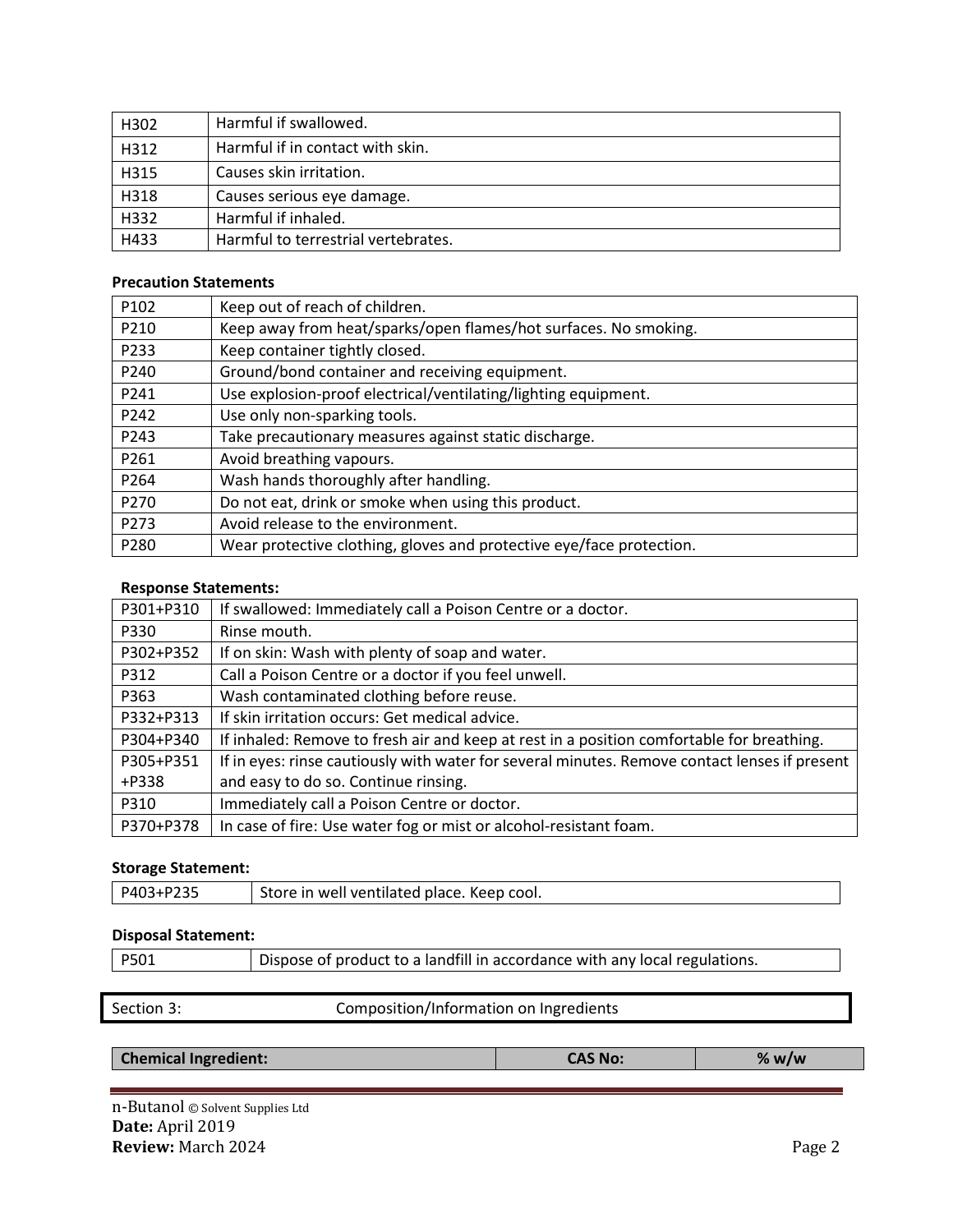| H302 | Harmful if swallowed. |
| --- | --- |
| H312 | Harmful if in contact with skin. |
| H315 | Causes skin irritation. |
| H318 | Causes serious eye damage. |
| H332 | Harmful if inhaled. |
| H433 | Harmful to terrestrial vertebrates. |

**Precaution Statements**

| P102 | Keep out of reach of children. |
| --- | --- |
| P210 | Keep away from heat/sparks/open flames/hot surfaces. No smoking. |
| P233 | Keep container tightly closed. |
| P240 | Ground/bond container and receiving equipment. |
| P241 | Use explosion-proof electrical/ventilating/lighting equipment. |
| P242 | Use only non-sparking tools. |
| P243 | Take precautionary measures against static discharge. |
| P261 | Avoid breathing vapours. |
| P264 | Wash hands thoroughly after handling. |
| P270 | Do not eat, drink or smoke when using this product. |
| P273 | Avoid release to the environment. |
| P280 | Wear protective clothing, gloves and protective eye/face protection. |

**Response Statements:**

| P301+P310 | If swallowed: Immediately call a Poison Centre or a doctor. |
| --- | --- |
| P330 | Rinse mouth. |
| P302+P352 | If on skin: Wash with plenty of soap and water. |
| P312 | Call a Poison Centre or a doctor if you feel unwell. |
| P363 | Wash contaminated clothing before reuse. |
| P332+P313 | If skin irritation occurs: Get medical advice. |
| P304+P340 | If inhaled: Remove to fresh air and keep at rest in a position comfortable for breathing. |
| P305+P351+P338 | If in eyes: rinse cautiously with water for several minutes. Remove contact lenses if present and easy to do so. Continue rinsing. |
| P310 | Immediately call a Poison Centre or doctor. |
| P370+P378 | In case of fire: Use water fog or mist or alcohol-resistant foam. |

**Storage Statement:**

| P403+P235 | Store in well ventilated place. Keep cool. |
| --- | --- |

**Disposal Statement:**

| P501 | Dispose of product to a landfill in accordance with any local regulations. |
| --- | --- |

## Section 3: Composition/Information on Ingredients

| Chemical Ingredient: | CAS No: | % w/w |
| --- | --- | --- |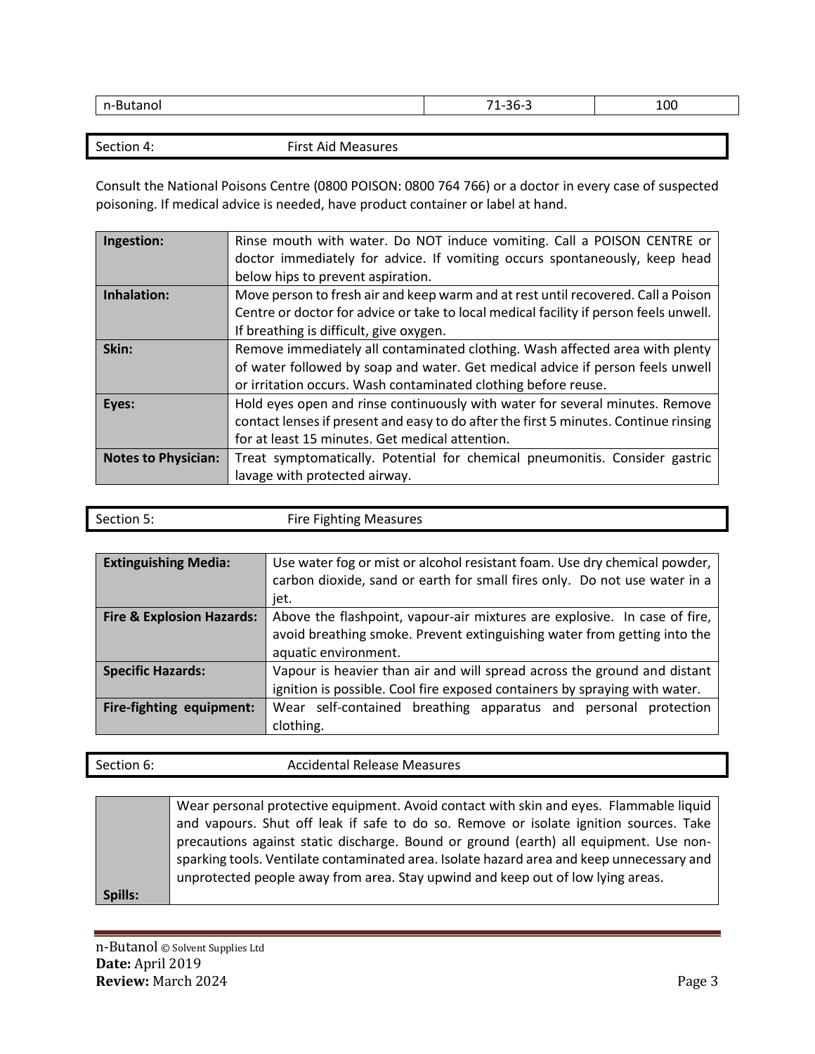| n-Butanol | 71-36-3 | 100 |
|---|---|---|

## Section 4: First Aid Measures

Consult the National Poisons Centre (0800 POISON: 0800 764 766) or a doctor in every case of suspected poisoning. If medical advice is needed, have product container or label at hand.

| | |
|---|---|
| **Ingestion:** | Rinse mouth with water. Do NOT induce vomiting. Call a POISON CENTRE or doctor immediately for advice. If vomiting occurs spontaneously, keep head below hips to prevent aspiration. |
| **Inhalation:** | Move person to fresh air and keep warm and at rest until recovered. Call a Poison Centre or doctor for advice or take to local medical facility if person feels unwell. If breathing is difficult, give oxygen. |
| **Skin:** | Remove immediately all contaminated clothing. Wash affected area with plenty of water followed by soap and water. Get medical advice if person feels unwell or irritation occurs. Wash contaminated clothing before reuse. |
| **Eyes:** | Hold eyes open and rinse continuously with water for several minutes. Remove contact lenses if present and easy to do after the first 5 minutes. Continue rinsing for at least 15 minutes. Get medical attention. |
| **Notes to Physician:** | Treat symptomatically. Potential for chemical pneumonitis. Consider gastric lavage with protected airway. |

## Section 5: Fire Fighting Measures

| | |
|---|---|
| **Extinguishing Media:** | Use water fog or mist or alcohol resistant foam. Use dry chemical powder, carbon dioxide, sand or earth for small fires only. Do not use water in a jet. |
| **Fire & Explosion Hazards:** | Above the flashpoint, vapour-air mixtures are explosive. In case of fire, avoid breathing smoke. Prevent extinguishing water from getting into the aquatic environment. |
| **Specific Hazards:** | Vapour is heavier than air and will spread across the ground and distant ignition is possible. Cool fire exposed containers by spraying with water. |
| **Fire-fighting equipment:** | Wear self-contained breathing apparatus and personal protection clothing. |

## Section 6: Accidental Release Measures

| | |
|---|---|
| **Spills:** | Wear personal protective equipment. Avoid contact with skin and eyes. Flammable liquid and vapours. Shut off leak if safe to do so. Remove or isolate ignition sources. Take precautions against static discharge. Bound or ground (earth) all equipment. Use non-sparking tools. Ventilate contaminated area. Isolate hazard area and keep unnecessary and unprotected people away from area. Stay upwind and keep out of low lying areas. |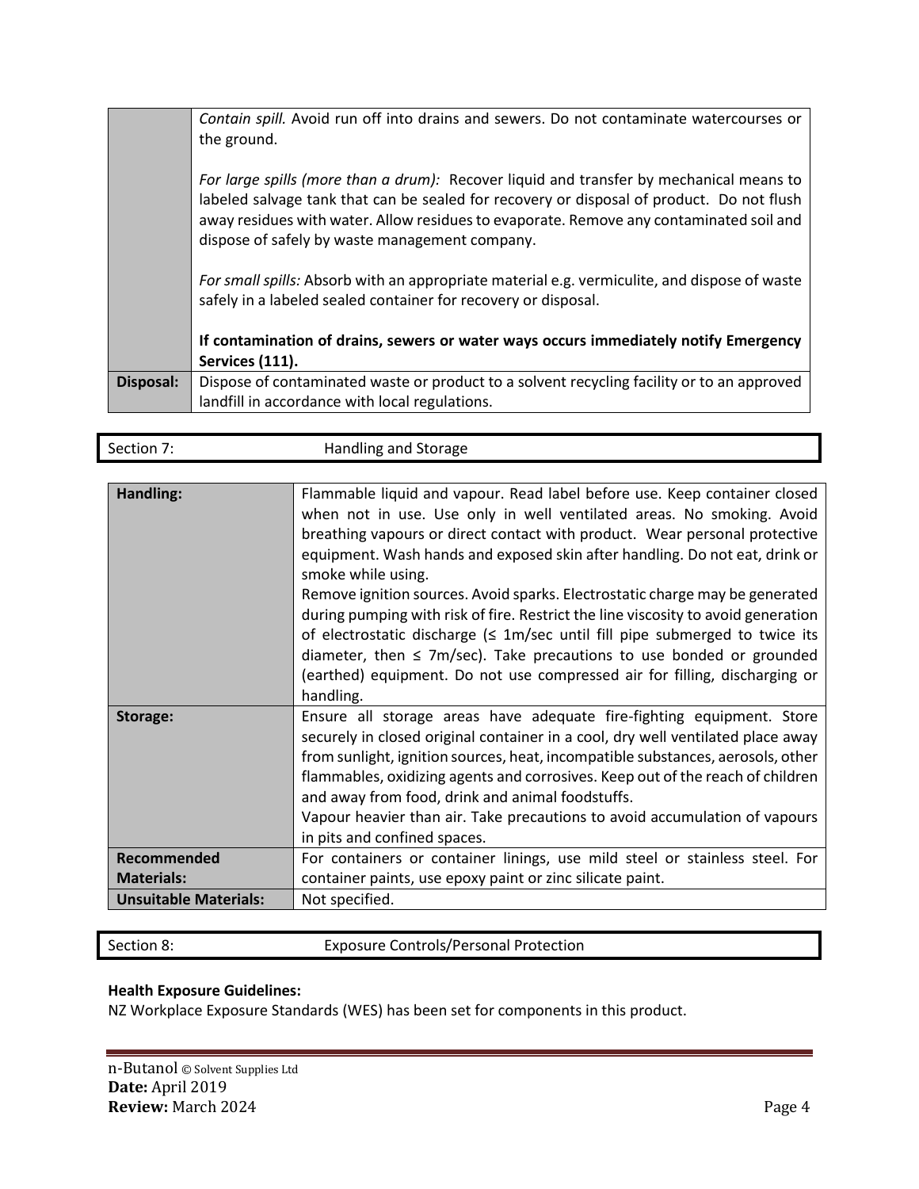| | |
|---|---|
| | *Contain spill.* Avoid run off into drains and sewers. Do not contaminate watercourses or the ground.<br><br>*For large spills (more than a drum):* Recover liquid and transfer by mechanical means to labeled salvage tank that can be sealed for recovery or disposal of product. Do not flush away residues with water. Allow residues to evaporate. Remove any contaminated soil and dispose of safely by waste management company.<br><br>*For small spills:* Absorb with an appropriate material e.g. vermiculite, and dispose of waste safely in a labeled sealed container for recovery or disposal.<br><br>**If contamination of drains, sewers or water ways occurs immediately notify Emergency Services (111).** |
| **Disposal:** | Dispose of contaminated waste or product to a solvent recycling facility or to an approved landfill in accordance with local regulations. |

## Section 7: Handling and Storage

| | |
|---|---|
| **Handling:** | Flammable liquid and vapour. Read label before use. Keep container closed when not in use. Use only in well ventilated areas. No smoking. Avoid breathing vapours or direct contact with product. Wear personal protective equipment. Wash hands and exposed skin after handling. Do not eat, drink or smoke while using.<br>Remove ignition sources. Avoid sparks. Electrostatic charge may be generated during pumping with risk of fire. Restrict the line viscosity to avoid generation of electrostatic discharge (≤ 1m/sec until fill pipe submerged to twice its diameter, then ≤ 7m/sec). Take precautions to use bonded or grounded (earthed) equipment. Do not use compressed air for filling, discharging or handling. |
| **Storage:** | Ensure all storage areas have adequate fire-fighting equipment. Store securely in closed original container in a cool, dry well ventilated place away from sunlight, ignition sources, heat, incompatible substances, aerosols, other flammables, oxidizing agents and corrosives. Keep out of the reach of children and away from food, drink and animal foodstuffs.<br>Vapour heavier than air. Take precautions to avoid accumulation of vapours in pits and confined spaces. |
| **Recommended Materials:** | For containers or container linings, use mild steel or stainless steel. For container paints, use epoxy paint or zinc silicate paint. |
| **Unsuitable Materials:** | Not specified. |

## Section 8: Exposure Controls/Personal Protection

**Health Exposure Guidelines:**

NZ Workplace Exposure Standards (WES) has been set for components in this product.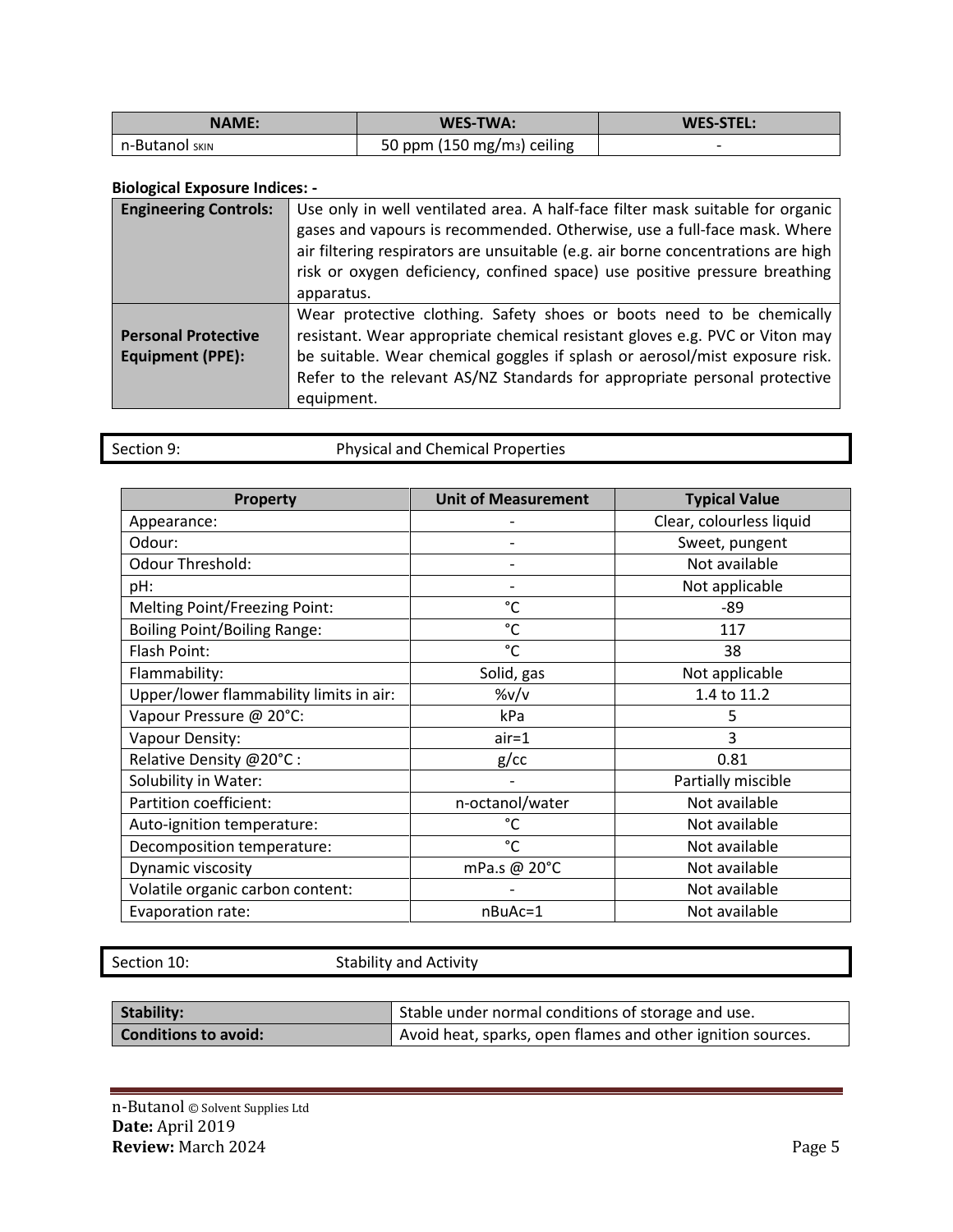| NAME: | WES-TWA: | WES-STEL: |
|---|---|---|
| n-Butanol SKIN | 50 ppm (150 mg/m$_3$) ceiling | - |

**Biological Exposure Indices: -**

| | |
|---|---|
| **Engineering Controls:** | Use only in well ventilated area. A half-face filter mask suitable for organic gases and vapours is recommended. Otherwise, use a full-face mask. Where air filtering respirators are unsuitable (e.g. air borne concentrations are high risk or oxygen deficiency, confined space) use positive pressure breathing apparatus. |
| **Personal Protective Equipment (PPE):** | Wear protective clothing. Safety shoes or boots need to be chemically resistant. Wear appropriate chemical resistant gloves e.g. PVC or Viton may be suitable. Wear chemical goggles if splash or aerosol/mist exposure risk. Refer to the relevant AS/NZ Standards for appropriate personal protective equipment. |

## Section 9: Physical and Chemical Properties

| Property | Unit of Measurement | Typical Value |
|---|---|---|
| Appearance: | - | Clear, colourless liquid |
| Odour: | - | Sweet, pungent |
| Odour Threshold: | - | Not available |
| pH: | - | Not applicable |
| Melting Point/Freezing Point: | °C | -89 |
| Boiling Point/Boiling Range: | °C | 117 |
| Flash Point: | °C | 38 |
| Flammability: | Solid, gas | Not applicable |
| Upper/lower flammability limits in air: | %v/v | 1.4 to 11.2 |
| Vapour Pressure @ 20°C: | kPa | 5 |
| Vapour Density: | air=1 | 3 |
| Relative Density @20°C : | g/cc | 0.81 |
| Solubility in Water: | - | Partially miscible |
| Partition coefficient: | n-octanol/water | Not available |
| Auto-ignition temperature: | °C | Not available |
| Decomposition temperature: | °C | Not available |
| Dynamic viscosity | mPa.s @ 20°C | Not available |
| Volatile organic carbon content: | - | Not available |
| Evaporation rate: | nBuAc=1 | Not available |

## Section 10: Stability and Activity

| | |
|---|---|
| **Stability:** | Stable under normal conditions of storage and use. |
| **Conditions to avoid:** | Avoid heat, sparks, open flames and other ignition sources. |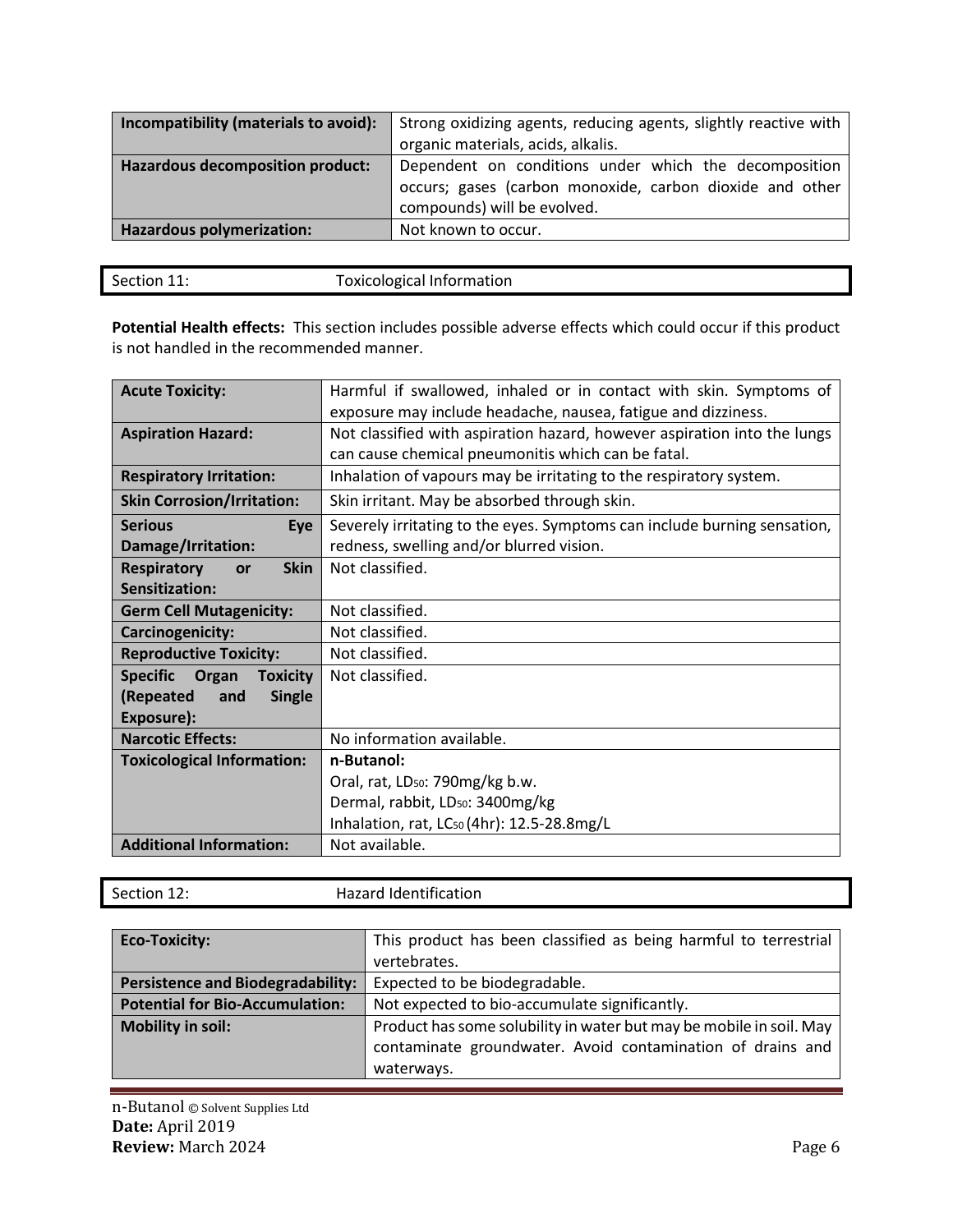| Incompatibility (materials to avoid): | Strong oxidizing agents, reducing agents, slightly reactive with organic materials, acids, alkalis. |
|---|---|
| **Hazardous decomposition product:** | Dependent on conditions under which the decomposition occurs; gases (carbon monoxide, carbon dioxide and other compounds) will be evolved. |
| **Hazardous polymerization:** | Not known to occur. |

## Section 11: Toxicological Information

**Potential Health effects:** This section includes possible adverse effects which could occur if this product is not handled in the recommended manner.

| Acute Toxicity: | Harmful if swallowed, inhaled or in contact with skin. Symptoms of exposure may include headache, nausea, fatigue and dizziness. |
|---|---|
| **Aspiration Hazard:** | Not classified with aspiration hazard, however aspiration into the lungs can cause chemical pneumonitis which can be fatal. |
| **Respiratory Irritation:** | Inhalation of vapours may be irritating to the respiratory system. |
| **Skin Corrosion/Irritation:** | Skin irritant. May be absorbed through skin. |
| **Serious Eye Damage/Irritation:** | Severely irritating to the eyes. Symptoms can include burning sensation, redness, swelling and/or blurred vision. |
| **Respiratory or Skin Sensitization:** | Not classified. |
| **Germ Cell Mutagenicity:** | Not classified. |
| **Carcinogenicity:** | Not classified. |
| **Reproductive Toxicity:** | Not classified. |
| **Specific Organ Toxicity (Repeated and Single Exposure):** | Not classified. |
| **Narcotic Effects:** | No information available. |
| **Toxicological Information:** | **n-Butanol:**<br>Oral, rat, $LD_{50}$: 790mg/kg b.w.<br>Dermal, rabbit, $LD_{50}$: 3400mg/kg<br>Inhalation, rat, $LC_{50}$ (4hr): 12.5-28.8mg/L |
| **Additional Information:** | Not available. |

## Section 12: Hazard Identification

| Eco-Toxicity: | This product has been classified as being harmful to terrestrial vertebrates. |
|---|---|
| **Persistence and Biodegradability:** | Expected to be biodegradable. |
| **Potential for Bio-Accumulation:** | Not expected to bio-accumulate significantly. |
| **Mobility in soil:** | Product has some solubility in water but may be mobile in soil. May contaminate groundwater. Avoid contamination of drains and waterways. |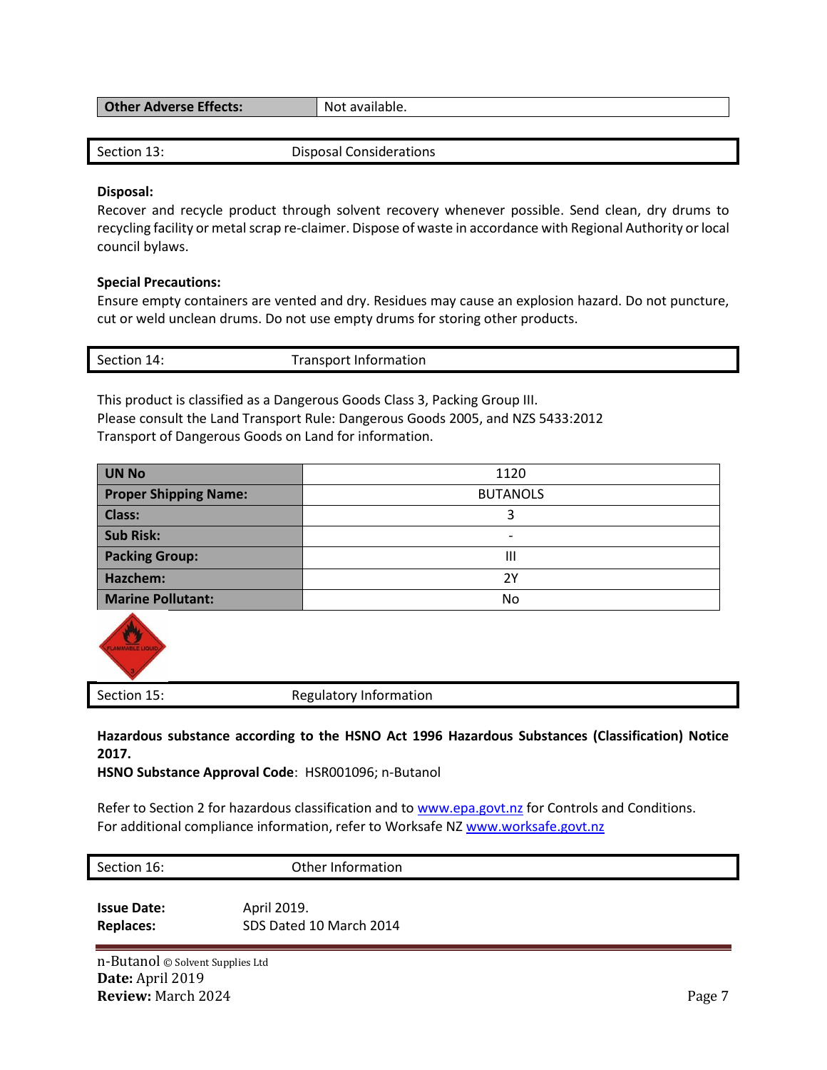| Other Adverse Effects: | Not available. |
|---|---|

## Section 13: Disposal Considerations

**Disposal:**
Recover and recycle product through solvent recovery whenever possible. Send clean, dry drums to recycling facility or metal scrap re-claimer. Dispose of waste in accordance with Regional Authority or local council bylaws.

**Special Precautions:**
Ensure empty containers are vented and dry. Residues may cause an explosion hazard. Do not puncture, cut or weld unclean drums. Do not use empty drums for storing other products.

## Section 14: Transport Information

This product is classified as a Dangerous Goods Class 3, Packing Group III.
Please consult the Land Transport Rule: Dangerous Goods 2005, and NZS 5433:2012 Transport of Dangerous Goods on Land for information.

| UN No | 1120 |
|---|---|
| Proper Shipping Name: | BUTANOLS |
| Class: | 3 |
| Sub Risk: | - |
| Packing Group: | III |
| Hazchem: | 2Y |
| Marine Pollutant: | No |

## Section 15: Regulatory Information

**Hazardous substance according to the HSNO Act 1996 Hazardous Substances (Classification) Notice 2017.**
**HSNO Substance Approval Code**: HSR001096; n-Butanol

Refer to Section 2 for hazardous classification and to www.epa.govt.nz for Controls and Conditions.
For additional compliance information, refer to Worksafe NZ www.worksafe.govt.nz

## Section 16: Other Information

**Issue Date:** April 2019.
**Replaces:** SDS Dated 10 March 2014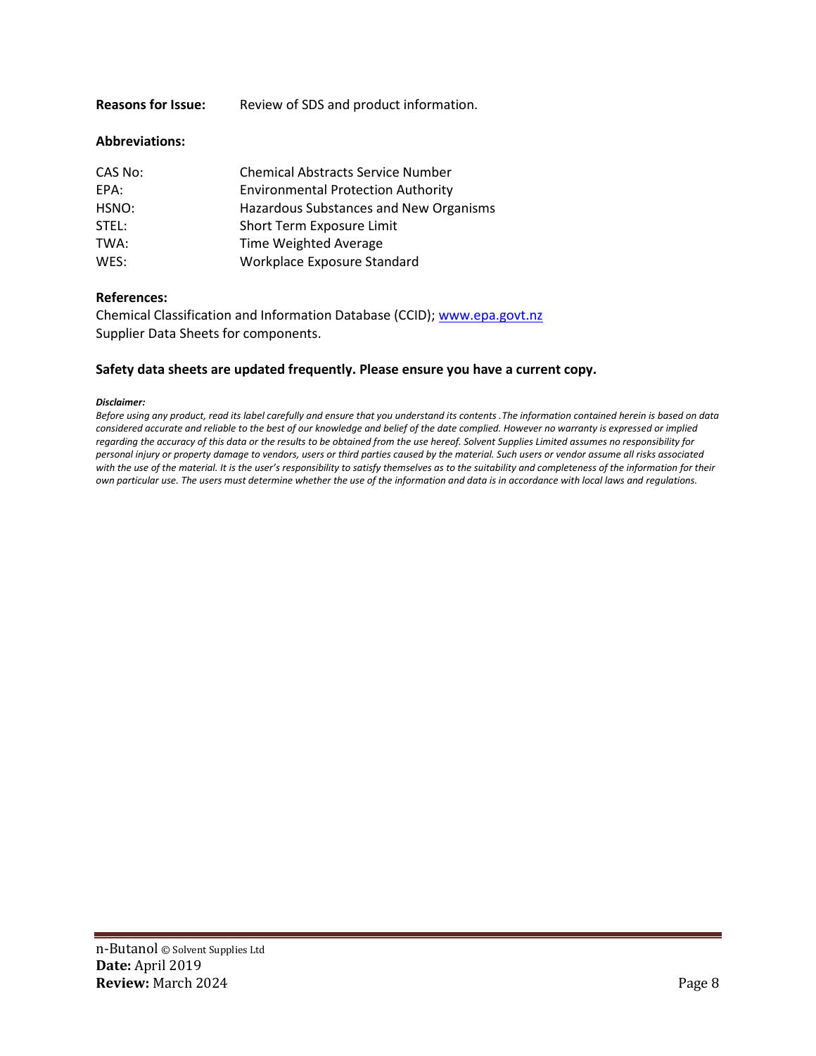**Reasons for Issue:** Review of SDS and product information.

**Abbreviations:**

| | |
|---|---|
| CAS No: | Chemical Abstracts Service Number |
| EPA: | Environmental Protection Authority |
| HSNO: | Hazardous Substances and New Organisms |
| STEL: | Short Term Exposure Limit |
| TWA: | Time Weighted Average |
| WES: | Workplace Exposure Standard |

**References:**

Chemical Classification and Information Database (CCID); www.epa.govt.nz
Supplier Data Sheets for components.

**Safety data sheets are updated frequently. Please ensure you have a current copy.**

***Disclaimer:***

*Before using any product, read its label carefully and ensure that you understand its contents .The information contained herein is based on data considered accurate and reliable to the best of our knowledge and belief of the date complied. However no warranty is expressed or implied regarding the accuracy of this data or the results to be obtained from the use hereof. Solvent Supplies Limited assumes no responsibility for personal injury or property damage to vendors, users or third parties caused by the material. Such users or vendor assume all risks associated with the use of the material. It is the user's responsibility to satisfy themselves as to the suitability and completeness of the information for their own particular use. The users must determine whether the use of the information and data is in accordance with local laws and regulations.*